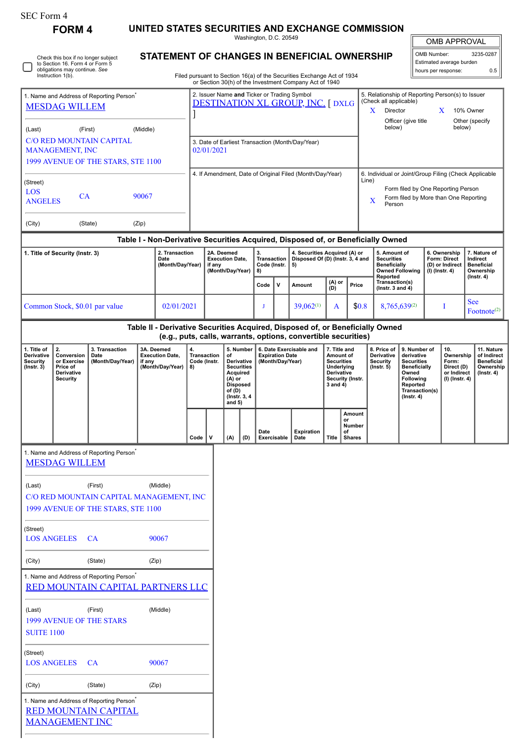SEC Form 4

# FORM 4

## UNITED STATES SECURITIES AND EXCHANGE COMMISSION

Washington, D.C. 20549

## STATEMENT OF CHANGES IN BENEFICIAL OWNERSHIP

Filed pursuant to Section 16(a) of the Securities Exchange Act of 1934 or Section 30(h) of the Investment Company Act of 1940

| OMB APPROVAL | |
|---|---|
| OMB Number: | 3235-0287 |
| Estimated average burden | |
| hours per response: | 0.5 |

☐ Check this box if no longer subject to Section 16. Form 4 or Form 5 obligations may continue. *See* Instruction 1(b).

| 1. Name and Address of Reporting Person* | 2. Issuer Name **and** Ticker or Trading Symbol | 5. Relationship of Reporting Person(s) to Issuer (Check all applicable) |
|---|---|---|
| MESDAG WILLEM | DESTINATION XL GROUP, INC. [ DXLG ] | X Director; X 10% Owner; Officer (give title below); Other (specify below) |
| (Last) (First) (Middle) C/O RED MOUNTAIN CAPITAL MANAGEMENT, INC 1999 AVENUE OF THE STARS, STE 1100 | 3. Date of Earliest Transaction (Month/Day/Year) 02/01/2021 | |
| (Street) LOS ANGELES CA 90067 (City) (State) (Zip) | 4. If Amendment, Date of Original Filed (Month/Day/Year) | 6. Individual or Joint/Group Filing (Check Applicable Line): Form filed by One Reporting Person; X Form filed by More than One Reporting Person |

### Table I - Non-Derivative Securities Acquired, Disposed of, or Beneficially Owned

| 1. Title of Security (Instr. 3) | 2. Transaction Date (Month/Day/Year) | 2A. Deemed Execution Date, if any (Month/Day/Year) | 3. Transaction Code (Instr. 8) | | 4. Securities Acquired (A) or Disposed Of (D) (Instr. 3, 4 and 5) | | | 5. Amount of Securities Beneficially Owned Following Reported Transaction(s) (Instr. 3 and 4) | 6. Ownership Form: Direct (D) or Indirect (I) (Instr. 4) | 7. Nature of Indirect Beneficial Ownership (Instr. 4) |
|---|---|---|---|---|---|---|---|---|---|---|
| | | | Code | V | Amount | (A) or (D) | Price | | | |
| Common Stock, $0.01 par value | 02/01/2021 | | J | | 39,062[(1)] | A | $0.8 | 8,765,639[(2)] | I | See Footnote[(2)] |

### Table II - Derivative Securities Acquired, Disposed of, or Beneficially Owned (e.g., puts, calls, warrants, options, convertible securities)

| 1. Title of Derivative Security (Instr. 3) | 2. Conversion or Exercise Price of Derivative Security | 3. Transaction Date (Month/Day/Year) | 3A. Deemed Execution Date, if any (Month/Day/Year) | 4. Transaction Code (Instr. 8) | | 5. Number of Derivative Securities Acquired (A) or Disposed of (D) (Instr. 3, 4 and 5) | | 6. Date Exercisable and Expiration Date (Month/Day/Year) | | 7. Title and Amount of Securities Underlying Derivative Security (Instr. 3 and 4) | | 8. Price of Derivative Security (Instr. 5) | 9. Number of derivative Securities Beneficially Owned Following Reported Transaction(s) (Instr. 4) | 10. Ownership Form: Direct (D) or Indirect (I) (Instr. 4) | 11. Nature of Indirect Beneficial Ownership (Instr. 4) |
|---|---|---|---|---|---|---|---|---|---|---|---|---|---|---|---|
| | | | | Code | V | (A) | (D) | Date Exercisable | Expiration Date | Title | Amount or Number of Shares | | | | |

1. Name and Address of Reporting Person*
MESDAG WILLEM

(Last) (First) (Middle)
C/O RED MOUNTAIN CAPITAL MANAGEMENT, INC
1999 AVENUE OF THE STARS, STE 1100

(Street)
LOS ANGELES CA 90067

(City) (State) (Zip)

1. Name and Address of Reporting Person*
RED MOUNTAIN CAPITAL PARTNERS LLC

(Last) (First) (Middle)
1999 AVENUE OF THE STARS
SUITE 1100

(Street)
LOS ANGELES CA 90067

(City) (State) (Zip)

1. Name and Address of Reporting Person*
RED MOUNTAIN CAPITAL MANAGEMENT INC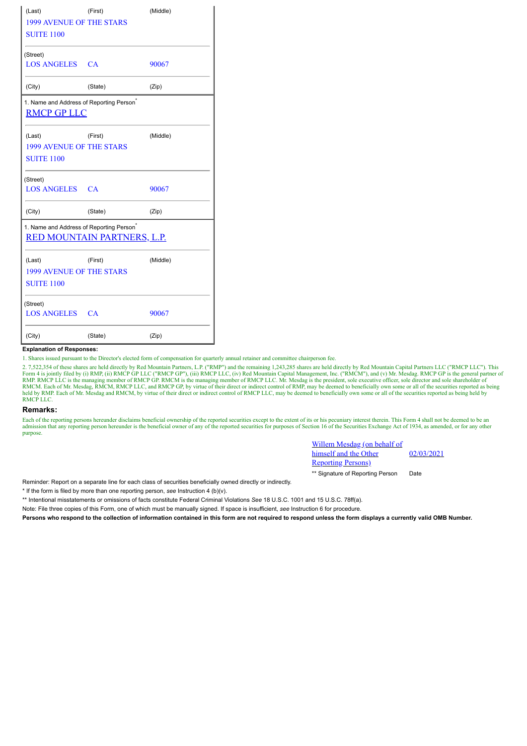| (Last) | (First) | (Middle) |
|---|---|---|
| 1999 AVENUE OF THE STARS<br>SUITE 1100 | | |
| (Street) | | |
| LOS ANGELES | CA | 90067 |
| (City) | (State) | (Zip) |

1. Name and Address of Reporting Person*

RMCP GP LLC

| (Last) | (First) | (Middle) |
|---|---|---|
| 1999 AVENUE OF THE STARS<br>SUITE 1100 | | |
| (Street) | | |
| LOS ANGELES | CA | 90067 |
| (City) | (State) | (Zip) |

1. Name and Address of Reporting Person*

RED MOUNTAIN PARTNERS, L.P.

| (Last) | (First) | (Middle) |
|---|---|---|
| 1999 AVENUE OF THE STARS<br>SUITE 1100 | | |
| (Street) | | |
| LOS ANGELES | CA | 90067 |
| (City) | (State) | (Zip) |

**Explanation of Responses:**

1. Shares issued pursuant to the Director's elected form of compensation for quarterly annual retainer and committee chairperson fee.

2. 7,522,354 of these shares are held directly by Red Mountain Partners, L.P. ("RMP") and the remaining 1,243,285 shares are held directly by Red Mountain Capital Partners LLC ("RMCP LLC"). This Form 4 is jointly filed by (i) RMP, (ii) RMCP GP LLC ("RMCP GP"), (iii) RMCP LLC, (iv) Red Mountain Capital Management, Inc. ("RMCM"), and (v) Mr. Mesdag. RMCP GP is the general partner of RMP. RMCP LLC is the managing member of RMCP GP. RMCM is the managing member of RMCP LLC. Mr. Mesdag is the president, sole executive officer, sole director and sole shareholder of RMCM. Each of Mr. Mesdag, RMCM, RMCP LLC, and RMCP GP, by virtue of their direct or indirect control of RMP, may be deemed to beneficially own some or all of the securities reported as being held by RMP. Each of Mr. Mesdag and RMCM, by virtue of their direct or indirect control of RMCP LLC, may be deemed to beneficially own some or all of the securities reported as being held by RMCP LLC.

## Remarks:

Each of the reporting persons hereunder disclaims beneficial ownership of the reported securities except to the extent of its or his pecuniary interest therein. This Form 4 shall not be deemed to be an admission that any reporting person hereunder is the beneficial owner of any of the reported securities for purposes of Section 16 of the Securities Exchange Act of 1934, as amended, or for any other purpose.

| | |
|---|---|
| Willem Mesdag (on behalf of himself and the Other Reporting Persons) | 02/03/2021 |
| ** Signature of Reporting Person | Date |

Reminder: Report on a separate line for each class of securities beneficially owned directly or indirectly.

* If the form is filed by more than one reporting person, *see* Instruction 4 (b)(v).

** Intentional misstatements or omissions of facts constitute Federal Criminal Violations *See* 18 U.S.C. 1001 and 15 U.S.C. 78ff(a).

Note: File three copies of this Form, one of which must be manually signed. If space is insufficient, *see* Instruction 6 for procedure.

**Persons who respond to the collection of information contained in this form are not required to respond unless the form displays a currently valid OMB Number.**